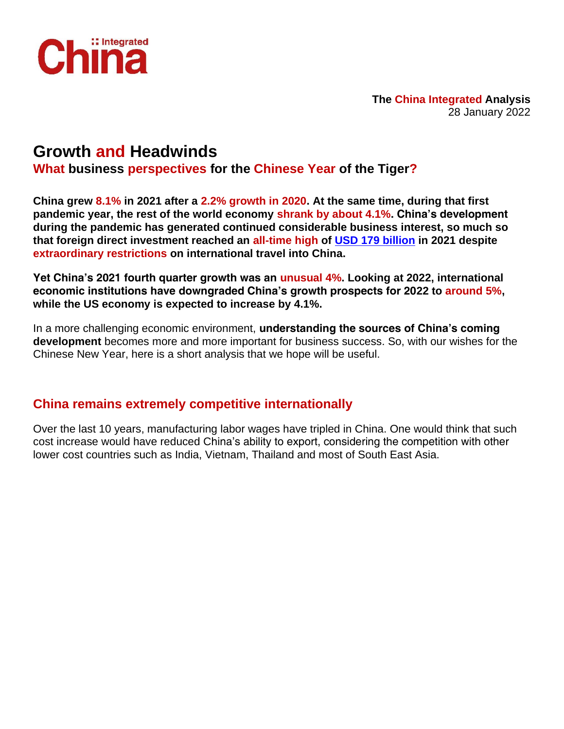China Integrated

**The China Integrated Analysis**
28 January 2022

# Growth and Headwinds

## What business perspectives for the Chinese Year of the Tiger?

**China grew 8.1% in 2021 after a 2.2% growth in 2020. At the same time, during that first pandemic year, the rest of the world economy shrank by about 4.1%. China's development during the pandemic has generated continued considerable business interest, so much so that foreign direct investment reached an all-time high of [USD 179 billion] in 2021 despite extraordinary restrictions on international travel into China.**

**Yet China's 2021 fourth quarter growth was an unusual 4%. Looking at 2022, international economic institutions have downgraded China's growth prospects for 2022 to around 5%, while the US economy is expected to increase by 4.1%.**

In a more challenging economic environment, **understanding the sources of China's coming development** becomes more and more important for business success. So, with our wishes for the Chinese New Year, here is a short analysis that we hope will be useful.

## China remains extremely competitive internationally

Over the last 10 years, manufacturing labor wages have tripled in China. One would think that such cost increase would have reduced China's ability to export, considering the competition with other lower cost countries such as India, Vietnam, Thailand and most of South East Asia.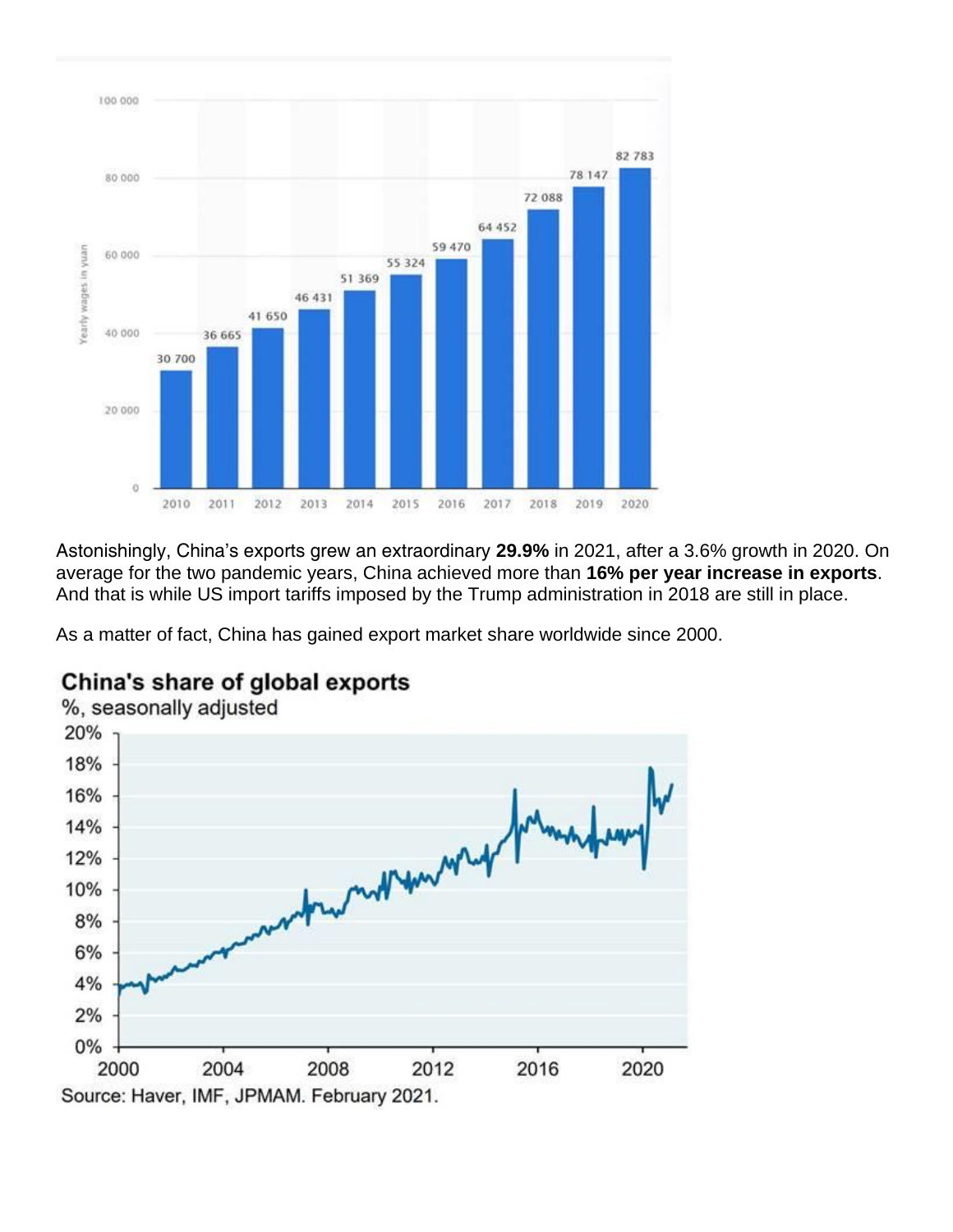Astonishingly, China's exports grew an extraordinary **29.9%** in 2021, after a 3.6% growth in 2020. On average for the two pandemic years, China achieved more than **16% per year increase in exports**. And that is while US import tariffs imposed by the Trump administration in 2018 are still in place.

As a matter of fact, China has gained export market share worldwide since 2000.

Source: Haver, IMF, JPMAM. February 2021.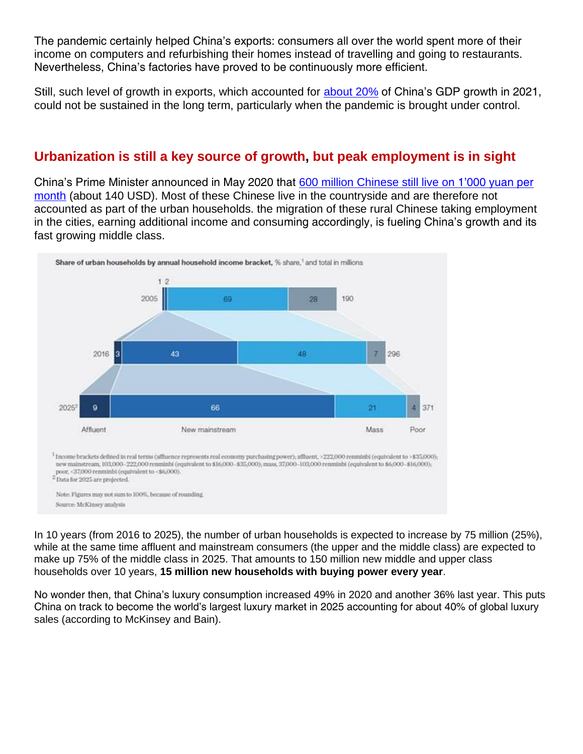The pandemic certainly helped China's exports: consumers all over the world spent more of their income on computers and refurbishing their homes instead of travelling and going to restaurants. Nevertheless, China's factories have proved to be continuously more efficient.

Still, such level of growth in exports, which accounted for about 20% of China's GDP growth in 2021, could not be sustained in the long term, particularly when the pandemic is brought under control.

## Urbanization is still a key source of growth, but peak employment is in sight

China's Prime Minister announced in May 2020 that 600 million Chinese still live on 1'000 yuan per month (about 140 USD). Most of these Chinese live in the countryside and are therefore not accounted as part of the urban households. the migration of these rural Chinese taking employment in the cities, earning additional income and consuming accordingly, is fueling China's growth and its fast growing middle class.

**Share of urban households by annual household income bracket,** % share,[1] and total in millions

| Year | Affluent | New mainstream | Mass | Poor | Total (millions) |
|---|---|---|---|---|---|
| 2005 | 1 | 2 | 69 | 28 | 190 |
| 2016 | 3 | 43 | 48 | 7 | 296 |
| 2025[2] | 9 | 66 | 21 | 4 | 371 |

[1] Income brackets defined in real terms (affluence represents real economy purchasing power); affluent, >222,000 renminbi (equivalent to >$35,000); new mainstream, 103,000–222,000 renminbi (equivalent to $16,000–$35,000); mass, 37,000–103,000 renminbi (equivalent to $6,000–$16,000); poor, <37,000 renminbi (equivalent to <$6,000).
[2] Data for 2025 are projected.

Note: Figures may not sum to 100%, because of rounding.
Source: McKinsey analysis

In 10 years (from 2016 to 2025), the number of urban households is expected to increase by 75 million (25%), while at the same time affluent and mainstream consumers (the upper and the middle class) are expected to make up 75% of the middle class in 2025. That amounts to 150 million new middle and upper class households over 10 years, **15 million new households with buying power every year**.

No wonder then, that China's luxury consumption increased 49% in 2020 and another 36% last year. This puts China on track to become the world's largest luxury market in 2025 accounting for about 40% of global luxury sales (according to McKinsey and Bain).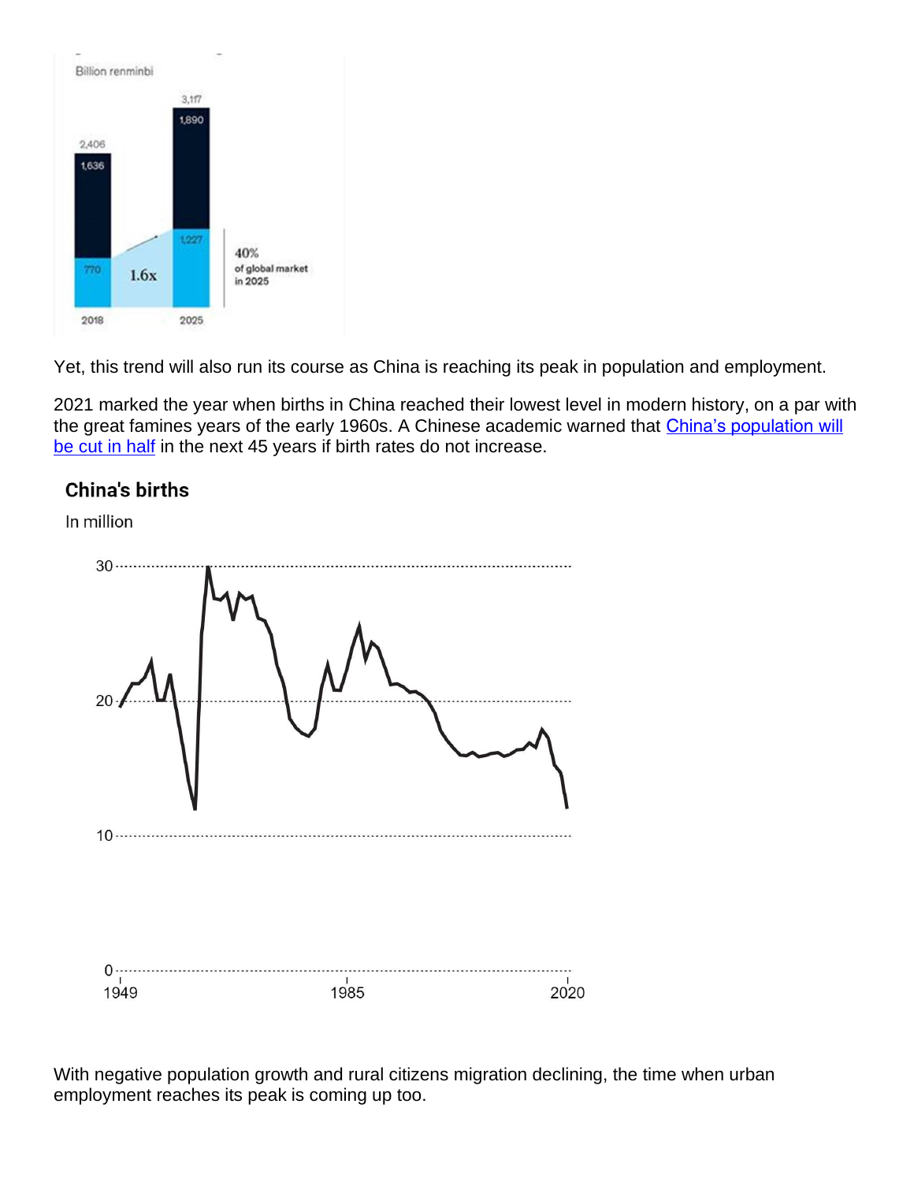Billion renminbi

2,406 | 1,636 | 770 | 2018

3,117 | 1,890 | 1,227 | 2025

1.6x

40% of global market in 2025

Yet, this trend will also run its course as China is reaching its peak in population and employment.

2021 marked the year when births in China reached their lowest level in modern history, on a par with the great famines years of the early 1960s. A Chinese academic warned that China's population will be cut in half in the next 45 years if birth rates do not increase.

**China's births**

In million

30

20

10

0

1949 1985 2020

With negative population growth and rural citizens migration declining, the time when urban employment reaches its peak is coming up too.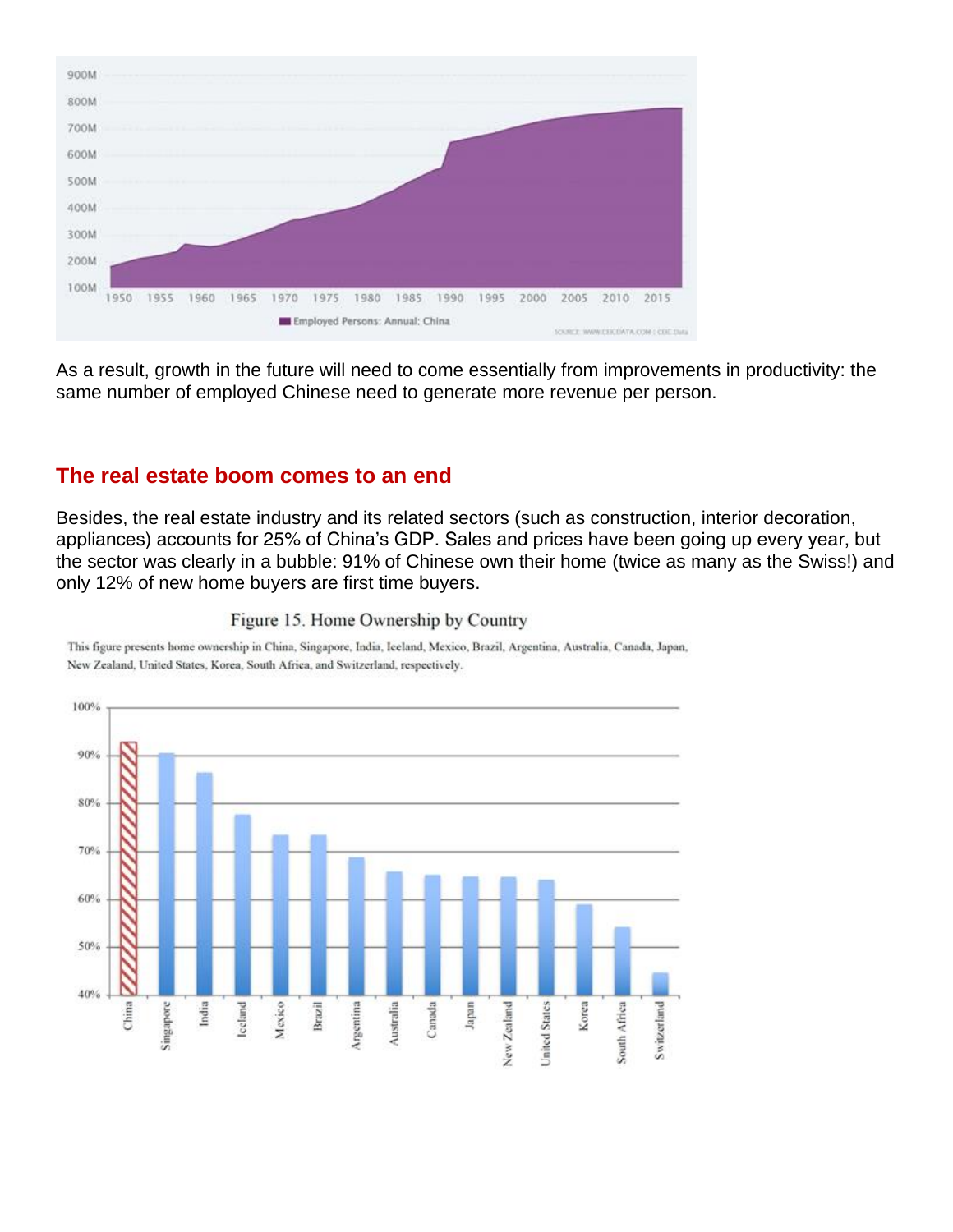As a result, growth in the future will need to come essentially from improvements in productivity: the same number of employed Chinese need to generate more revenue per person.

## The real estate boom comes to an end

Besides, the real estate industry and its related sectors (such as construction, interior decoration, appliances) accounts for 25% of China's GDP. Sales and prices have been going up every year, but the sector was clearly in a bubble: 91% of Chinese own their home (twice as many as the Swiss!) and only 12% of new home buyers are first time buyers.

Figure 15. Home Ownership by Country

This figure presents home ownership in China, Singapore, India, Iceland, Mexico, Brazil, Argentina, Australia, Canada, Japan, New Zealand, United States, Korea, South Africa, and Switzerland, respectively.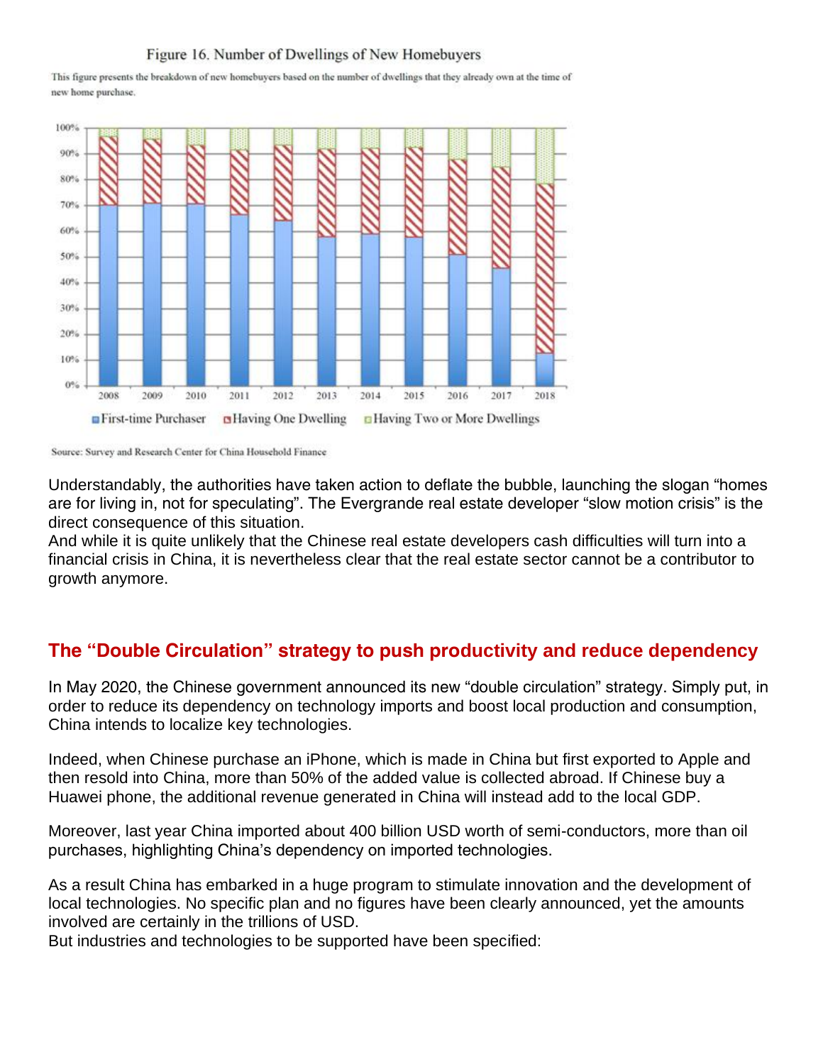Figure 16. Number of Dwellings of New Homebuyers

This figure presents the breakdown of new homebuyers based on the number of dwellings that they already own at the time of new home purchase.

Source: Survey and Research Center for China Household Finance

Understandably, the authorities have taken action to deflate the bubble, launching the slogan "homes are for living in, not for speculating". The Evergrande real estate developer "slow motion crisis" is the direct consequence of this situation.
And while it is quite unlikely that the Chinese real estate developers cash difficulties will turn into a financial crisis in China, it is nevertheless clear that the real estate sector cannot be a contributor to growth anymore.

## The "Double Circulation" strategy to push productivity and reduce dependency

In May 2020, the Chinese government announced its new "double circulation" strategy. Simply put, in order to reduce its dependency on technology imports and boost local production and consumption, China intends to localize key technologies.

Indeed, when Chinese purchase an iPhone, which is made in China but first exported to Apple and then resold into China, more than 50% of the added value is collected abroad. If Chinese buy a Huawei phone, the additional revenue generated in China will instead add to the local GDP.

Moreover, last year China imported about 400 billion USD worth of semi-conductors, more than oil purchases, highlighting China's dependency on imported technologies.

As a result China has embarked in a huge program to stimulate innovation and the development of local technologies. No specific plan and no figures have been clearly announced, yet the amounts involved are certainly in the trillions of USD.
But industries and technologies to be supported have been specified: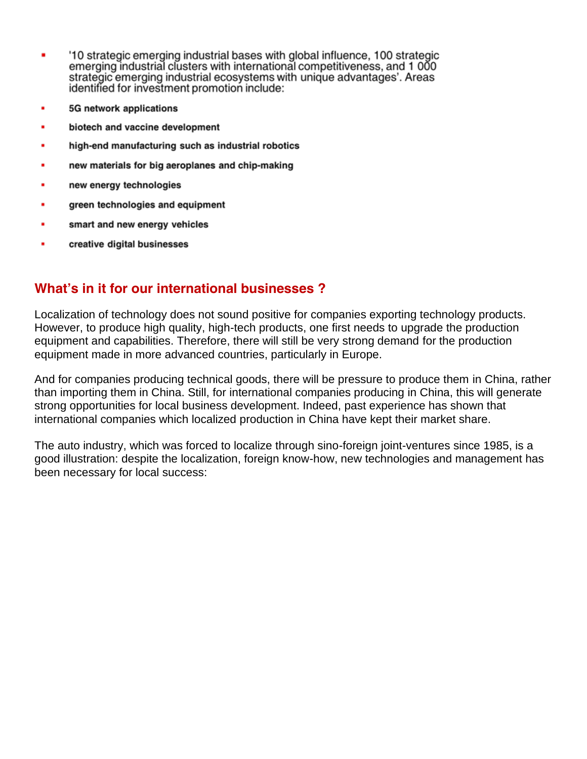- '10 strategic emerging industrial bases with global influence, 100 strategic emerging industrial clusters with international competitiveness, and 1 000 strategic emerging industrial ecosystems with unique advantages'. Areas identified for investment promotion include:
- **5G network applications**
- **biotech and vaccine development**
- **high-end manufacturing such as industrial robotics**
- **new materials for big aeroplanes and chip-making**
- **new energy technologies**
- **green technologies and equipment**
- **smart and new energy vehicles**
- **creative digital businesses**

## What's in it for our international businesses ?

Localization of technology does not sound positive for companies exporting technology products. However, to produce high quality, high-tech products, one first needs to upgrade the production equipment and capabilities. Therefore, there will still be very strong demand for the production equipment made in more advanced countries, particularly in Europe.

And for companies producing technical goods, there will be pressure to produce them in China, rather than importing them in China. Still, for international companies producing in China, this will generate strong opportunities for local business development. Indeed, past experience has shown that international companies which localized production in China have kept their market share.

The auto industry, which was forced to localize through sino-foreign joint-ventures since 1985, is a good illustration: despite the localization, foreign know-how, new technologies and management has been necessary for local success: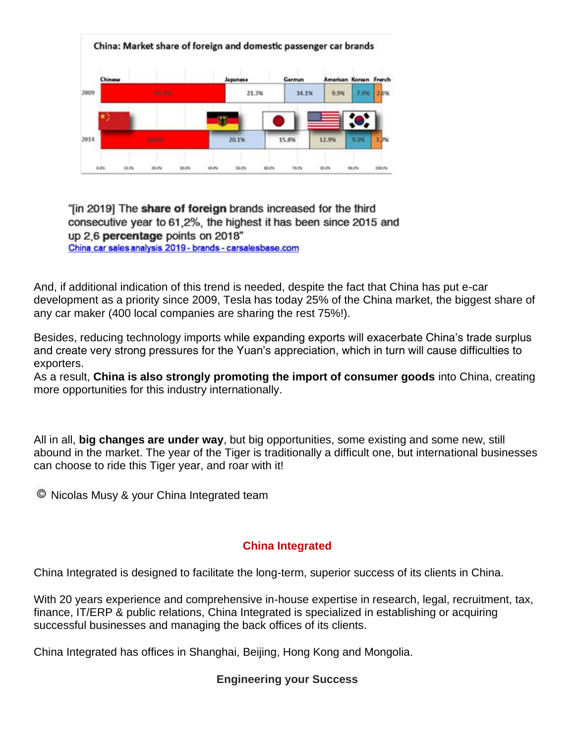China: Market share of foreign and domestic passenger car brands

Chinese | Japanese | German | American | Korean | French

2009: 21.3% | 14.1% | 9.9% | 7.9% | 2.6%

2014: 20.1% | 15.8% | 12.9% | 9.0% | 3.7%

0.0% 10.0% 20.0% 30.0% 40.0% 50.0% 60.0% 70.0% 80.0% 90.0% 100.0%

"[in 2019] The **share of foreign** brands increased for the third consecutive year to 61,2%, the highest it has been since 2015 and up 2,6 **percentage** points on 2018"
[China car sales analysis 2019 - brands - carsalesbase.com]

And, if additional indication of this trend is needed, despite the fact that China has put e-car development as a priority since 2009, Tesla has today 25% of the China market, the biggest share of any car maker (400 local companies are sharing the rest 75%!).

Besides, reducing technology imports while expanding exports will exacerbate China's trade surplus and create very strong pressures for the Yuan's appreciation, which in turn will cause difficulties to exporters.
As a result, **China is also strongly promoting the import of consumer goods** into China, creating more opportunities for this industry internationally.

All in all, **big changes are under way**, but big opportunities, some existing and some new, still abound in the market. The year of the Tiger is traditionally a difficult one, but international businesses can choose to ride this Tiger year, and roar with it!

© Nicolas Musy & your China Integrated team

## China Integrated

China Integrated is designed to facilitate the long-term, superior success of its clients in China.

With 20 years experience and comprehensive in-house expertise in research, legal, recruitment, tax, finance, IT/ERP & public relations, China Integrated is specialized in establishing or acquiring successful businesses and managing the back offices of its clients.

China Integrated has offices in Shanghai, Beijing, Hong Kong and Mongolia.

**Engineering your Success**